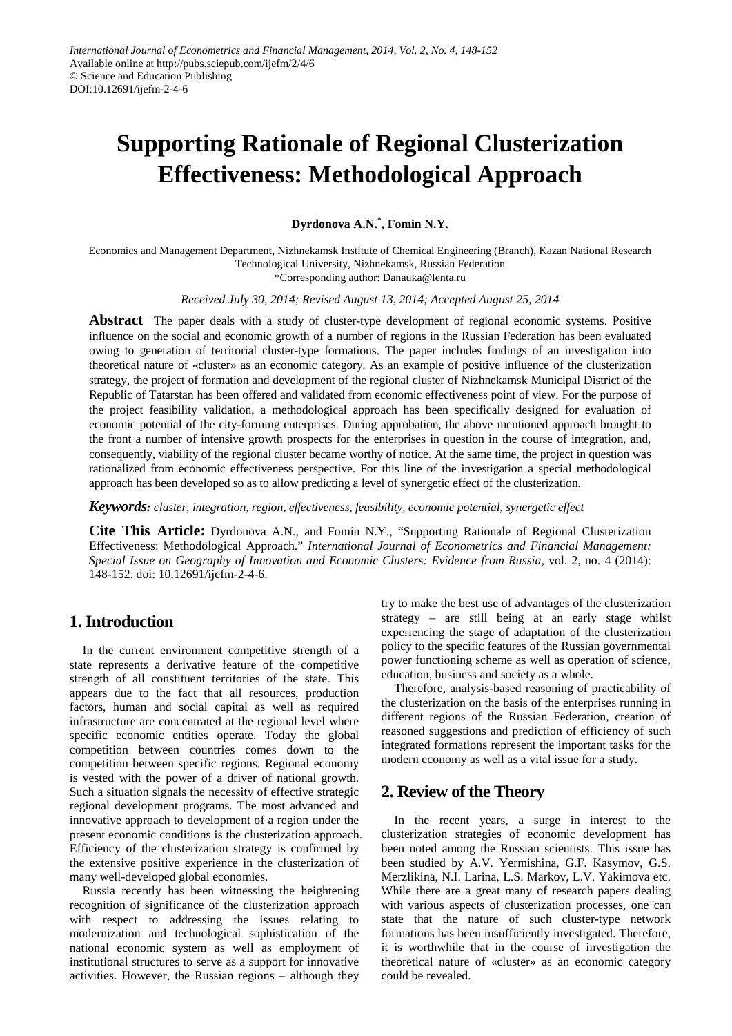International Journal of Econometrics and Financial Management, 2014, Vol. 2, No. 4, 148-152
Available online at http://pubs.sciepub.com/ijefm/2/4/6
© Science and Education Publishing
DOI:10.12691/ijefm-2-4-6

# Supporting Rationale of Regional Clusterization Effectiveness: Methodological Approach

**Dyrdonova A.N.[*], Fomin N.Y.**

Economics and Management Department, Nizhnekamsk Institute of Chemical Engineering (Branch), Kazan National Research Technological University, Nizhnekamsk, Russian Federation
*Corresponding author: Danauka@lenta.ru

*Received July 30, 2014; Revised August 13, 2014; Accepted August 25, 2014*

**Abstract** The paper deals with a study of cluster-type development of regional economic systems. Positive influence on the social and economic growth of a number of regions in the Russian Federation has been evaluated owing to generation of territorial cluster-type formations. The paper includes findings of an investigation into theoretical nature of «cluster» as an economic category. As an example of positive influence of the clusterization strategy, the project of formation and development of the regional cluster of Nizhnekamsk Municipal District of the Republic of Tatarstan has been offered and validated from economic effectiveness point of view. For the purpose of the project feasibility validation, a methodological approach has been specifically designed for evaluation of economic potential of the city-forming enterprises. During approbation, the above mentioned approach brought to the front a number of intensive growth prospects for the enterprises in question in the course of integration, and, consequently, viability of the regional cluster became worthy of notice. At the same time, the project in question was rationalized from economic effectiveness perspective. For this line of the investigation a special methodological approach has been developed so as to allow predicting a level of synergetic effect of the clusterization.

***Keywords:*** *cluster, integration, region, effectiveness, feasibility, economic potential, synergetic effect*

**Cite This Article:** Dyrdonova A.N., and Fomin N.Y., "Supporting Rationale of Regional Clusterization Effectiveness: Methodological Approach." *International Journal of Econometrics and Financial Management: Special Issue on Geography of Innovation and Economic Clusters: Evidence from Russia*, vol. 2, no. 4 (2014): 148-152. doi: 10.12691/ijefm-2-4-6.

## 1. Introduction

In the current environment competitive strength of a state represents a derivative feature of the competitive strength of all constituent territories of the state. This appears due to the fact that all resources, production factors, human and social capital as well as required infrastructure are concentrated at the regional level where specific economic entities operate. Today the global competition between countries comes down to the competition between specific regions. Regional economy is vested with the power of a driver of national growth. Such a situation signals the necessity of effective strategic regional development programs. The most advanced and innovative approach to development of a region under the present economic conditions is the clusterization approach. Efficiency of the clusterization strategy is confirmed by the extensive positive experience in the clusterization of many well-developed global economies.

Russia recently has been witnessing the heightening recognition of significance of the clusterization approach with respect to addressing the issues relating to modernization and technological sophistication of the national economic system as well as employment of institutional structures to serve as a support for innovative activities. However, the Russian regions – although they try to make the best use of advantages of the clusterization strategy – are still being at an early stage whilst experiencing the stage of adaptation of the clusterization policy to the specific features of the Russian governmental power functioning scheme as well as operation of science, education, business and society as a whole.

Therefore, analysis-based reasoning of practicability of the clusterization on the basis of the enterprises running in different regions of the Russian Federation, creation of reasoned suggestions and prediction of efficiency of such integrated formations represent the important tasks for the modern economy as well as a vital issue for a study.

## 2. Review of the Theory

In the recent years, a surge in interest to the clusterization strategies of economic development has been noted among the Russian scientists. This issue has been studied by A.V. Yermishina, G.F. Kasymov, G.S. Merzlikina, N.I. Larina, L.S. Markov, L.V. Yakimova etc. While there are a great many of research papers dealing with various aspects of clusterization processes, one can state that the nature of such cluster-type network formations has been insufficiently investigated. Therefore, it is worthwhile that in the course of investigation the theoretical nature of «cluster» as an economic category could be revealed.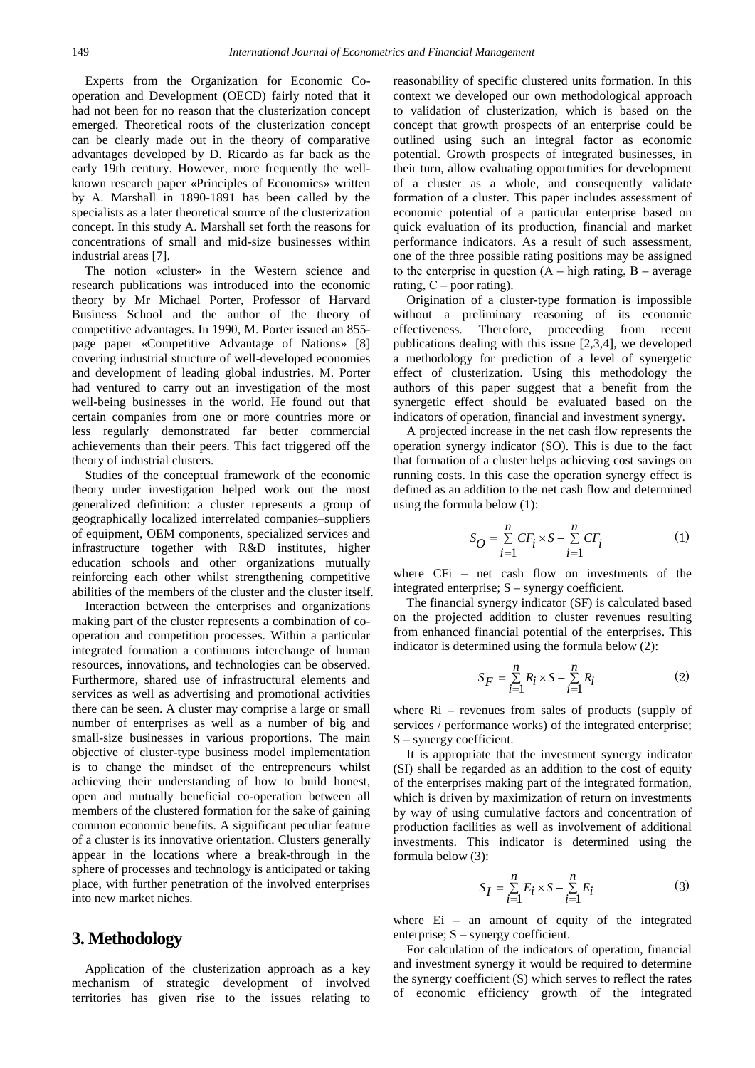Experts from the Organization for Economic Co-operation and Development (OECD) fairly noted that it had not been for no reason that the clusterization concept emerged. Theoretical roots of the clusterization concept can be clearly made out in the theory of comparative advantages developed by D. Ricardo as far back as the early 19th century. However, more frequently the well-known research paper «Principles of Economics» written by A. Marshall in 1890-1891 has been called by the specialists as a later theoretical source of the clusterization concept. In this study A. Marshall set forth the reasons for concentrations of small and mid-size businesses within industrial areas [7].

The notion «cluster» in the Western science and research publications was introduced into the economic theory by Mr Michael Porter, Professor of Harvard Business School and the author of the theory of competitive advantages. In 1990, M. Porter issued an 855-page paper «Competitive Advantage of Nations» [8] covering industrial structure of well-developed economies and development of leading global industries. M. Porter had ventured to carry out an investigation of the most well-being businesses in the world. He found out that certain companies from one or more countries more or less regularly demonstrated far better commercial achievements than their peers. This fact triggered off the theory of industrial clusters.

Studies of the conceptual framework of the economic theory under investigation helped work out the most generalized definition: a cluster represents a group of geographically localized interrelated companies–suppliers of equipment, OEM components, specialized services and infrastructure together with R&D institutes, higher education schools and other organizations mutually reinforcing each other whilst strengthening competitive abilities of the members of the cluster and the cluster itself.

Interaction between the enterprises and organizations making part of the cluster represents a combination of co-operation and competition processes. Within a particular integrated formation a continuous interchange of human resources, innovations, and technologies can be observed. Furthermore, shared use of infrastructural elements and services as well as advertising and promotional activities there can be seen. A cluster may comprise a large or small number of enterprises as well as a number of big and small-size businesses in various proportions. The main objective of cluster-type business model implementation is to change the mindset of the entrepreneurs whilst achieving their understanding of how to build honest, open and mutually beneficial co-operation between all members of the clustered formation for the sake of gaining common economic benefits. A significant peculiar feature of a cluster is its innovative orientation. Clusters generally appear in the locations where a break-through in the sphere of processes and technology is anticipated or taking place, with further penetration of the involved enterprises into new market niches.

## 3. Methodology

Application of the clusterization approach as a key mechanism of strategic development of involved territories has given rise to the issues relating to reasonability of specific clustered units formation. In this context we developed our own methodological approach to validation of clusterization, which is based on the concept that growth prospects of an enterprise could be outlined using such an integral factor as economic potential. Growth prospects of integrated businesses, in their turn, allow evaluating opportunities for development of a cluster as a whole, and consequently validate formation of a cluster. This paper includes assessment of economic potential of a particular enterprise based on quick evaluation of its production, financial and market performance indicators. As a result of such assessment, one of the three possible rating positions may be assigned to the enterprise in question (A – high rating, B – average rating, C – poor rating).

Origination of a cluster-type formation is impossible without a preliminary reasoning of its economic effectiveness. Therefore, proceeding from recent publications dealing with this issue [2,3,4], we developed a methodology for prediction of a level of synergetic effect of clusterization. Using this methodology the authors of this paper suggest that a benefit from the synergetic effect should be evaluated based on the indicators of operation, financial and investment synergy.

A projected increase in the net cash flow represents the operation synergy indicator (SO). This is due to the fact that formation of a cluster helps achieving cost savings on running costs. In this case the operation synergy effect is defined as an addition to the net cash flow and determined using the formula below (1):

$$S_O = \sum_{i=1}^{n} CF_i \times S - \sum_{i=1}^{n} CF_i \qquad (1)$$

where CFi – net cash flow on investments of the integrated enterprise; S – synergy coefficient.

The financial synergy indicator (SF) is calculated based on the projected addition to cluster revenues resulting from enhanced financial potential of the enterprises. This indicator is determined using the formula below (2):

$$S_F = \sum_{i=1}^{n} R_i \times S - \sum_{i=1}^{n} R_i \qquad (2)$$

where Ri – revenues from sales of products (supply of services / performance works) of the integrated enterprise; S – synergy coefficient.

It is appropriate that the investment synergy indicator (SI) shall be regarded as an addition to the cost of equity of the enterprises making part of the integrated formation, which is driven by maximization of return on investments by way of using cumulative factors and concentration of production facilities as well as involvement of additional investments. This indicator is determined using the formula below (3):

$$S_I = \sum_{i=1}^{n} E_i \times S - \sum_{i=1}^{n} E_i \qquad (3)$$

where Ei – an amount of equity of the integrated enterprise; S – synergy coefficient.

For calculation of the indicators of operation, financial and investment synergy it would be required to determine the synergy coefficient (S) which serves to reflect the rates of economic efficiency growth of the integrated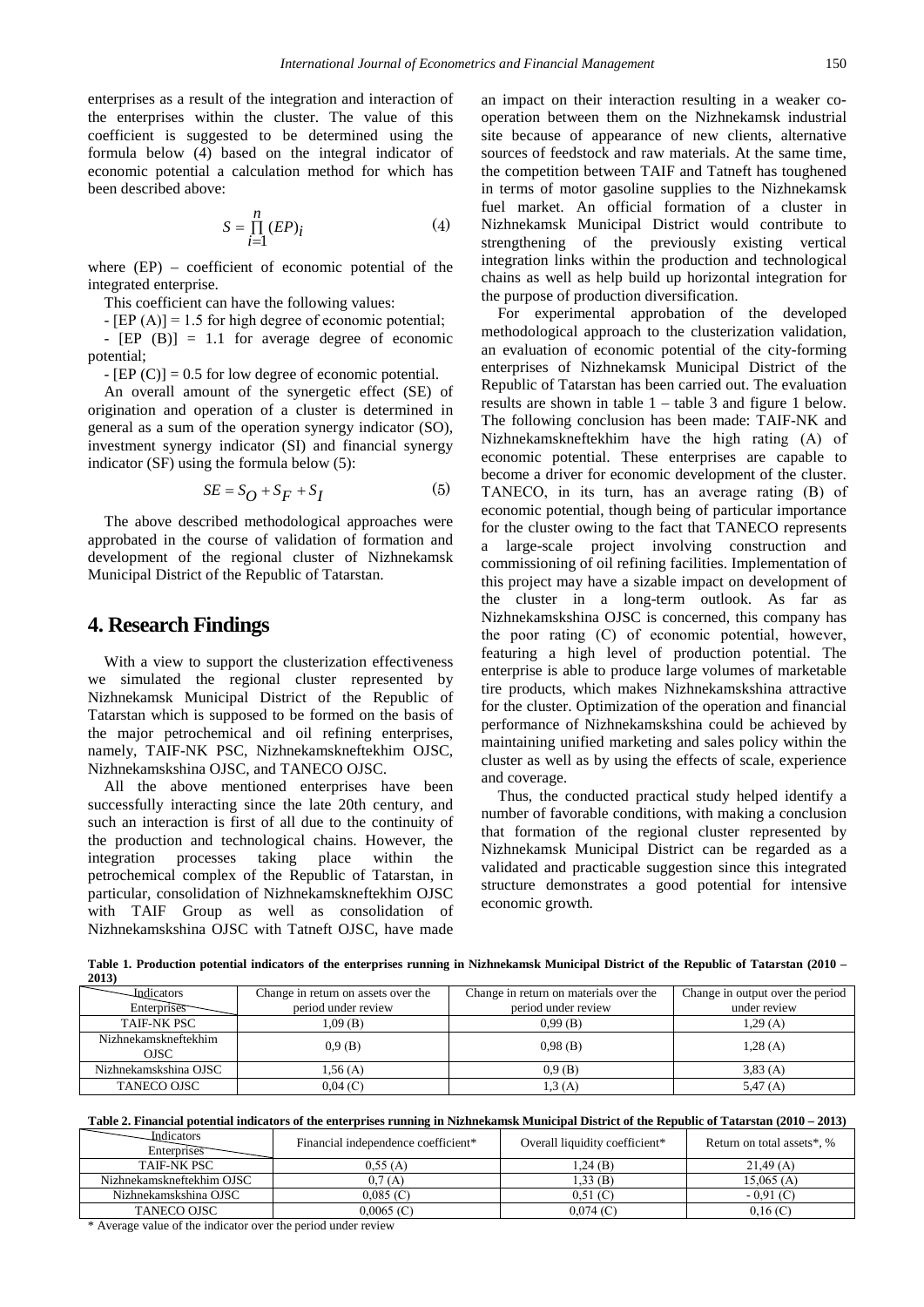enterprises as a result of the integration and interaction of the enterprises within the cluster. The value of this coefficient is suggested to be determined using the formula below (4) based on the integral indicator of economic potential a calculation method for which has been described above:

$$S = \prod_{i=1}^{n} (EP)_i \tag{4}$$

where (EP) – coefficient of economic potential of the integrated enterprise.

This coefficient can have the following values:

- [EP (A)] = 1.5 for high degree of economic potential;
- [EP (B)] = 1.1 for average degree of economic potential;
- [EP (C)] = 0.5 for low degree of economic potential.

An overall amount of the synergetic effect (SE) of origination and operation of a cluster is determined in general as a sum of the operation synergy indicator (SO), investment synergy indicator (SI) and financial synergy indicator (SF) using the formula below (5):

$$SE = S_O + S_F + S_I \tag{5}$$

The above described methodological approaches were approbated in the course of validation of formation and development of the regional cluster of Nizhnekamsk Municipal District of the Republic of Tatarstan.

## 4. Research Findings

With a view to support the clusterization effectiveness we simulated the regional cluster represented by Nizhnekamsk Municipal District of the Republic of Tatarstan which is supposed to be formed on the basis of the major petrochemical and oil refining enterprises, namely, TAIF-NK PSC, Nizhnekamskneftekhim OJSC, Nizhnekamskshina OJSC, and TANECO OJSC.

All the above mentioned enterprises have been successfully interacting since the late 20th century, and such an interaction is first of all due to the continuity of the production and technological chains. However, the integration processes taking place within the petrochemical complex of the Republic of Tatarstan, in particular, consolidation of Nizhnekamskneftekhim OJSC with TAIF Group as well as consolidation of Nizhnekamskshina OJSC with Tatneft OJSC, have made an impact on their interaction resulting in a weaker co-operation between them on the Nizhnekamsk industrial site because of appearance of new clients, alternative sources of feedstock and raw materials. At the same time, the competition between TAIF and Tatneft has toughened in terms of motor gasoline supplies to the Nizhnekamsk fuel market. An official formation of a cluster in Nizhnekamsk Municipal District would contribute to strengthening of the previously existing vertical integration links within the production and technological chains as well as help build up horizontal integration for the purpose of production diversification.

For experimental approbation of the developed methodological approach to the clusterization validation, an evaluation of economic potential of the city-forming enterprises of Nizhnekamsk Municipal District of the Republic of Tatarstan has been carried out. The evaluation results are shown in table 1 – table 3 and figure 1 below. The following conclusion has been made: TAIF-NK and Nizhnekamskneftekhim have the high rating (A) of economic potential. These enterprises are capable to become a driver for economic development of the cluster. TANECO, in its turn, has an average rating (B) of economic potential, though being of particular importance for the cluster owing to the fact that TANECO represents a large-scale project involving construction and commissioning of oil refining facilities. Implementation of this project may have a sizable impact on development of the cluster in a long-term outlook. As far as Nizhnekamskshina OJSC is concerned, this company has the poor rating (C) of economic potential, however, featuring a high level of production potential. The enterprise is able to produce large volumes of marketable tire products, which makes Nizhnekamskshina attractive for the cluster. Optimization of the operation and financial performance of Nizhnekamskshina could be achieved by maintaining unified marketing and sales policy within the cluster as well as by using the effects of scale, experience and coverage.

Thus, the conducted practical study helped identify a number of favorable conditions, with making a conclusion that formation of the regional cluster represented by Nizhnekamsk Municipal District can be regarded as a validated and practicable suggestion since this integrated structure demonstrates a good potential for intensive economic growth.

**Table 1. Production potential indicators of the enterprises running in Nizhnekamsk Municipal District of the Republic of Tatarstan (2010 – 2013)**

| Indicators / Enterprises | Change in return on assets over the period under review | Change in return on materials over the period under review | Change in output over the period under review |
|---|---|---|---|
| TAIF-NK PSC | 1,09 (B) | 0,99 (B) | 1,29 (A) |
| Nizhnekamskneftekhim OJSC | 0,9 (B) | 0,98 (B) | 1,28 (A) |
| Nizhnekamskshina OJSC | 1,56 (A) | 0,9 (B) | 3,83 (A) |
| TANECO OJSC | 0,04 (C) | 1,3 (A) | 5,47 (A) |

**Table 2. Financial potential indicators of the enterprises running in Nizhnekamsk Municipal District of the Republic of Tatarstan (2010 – 2013)**

| Indicators / Enterprises | Financial independence coefficient* | Overall liquidity coefficient* | Return on total assets*, % |
|---|---|---|---|
| TAIF-NK PSC | 0,55 (A) | 1,24 (B) | 21,49 (A) |
| Nizhnekamskneftekhim OJSC | 0,7 (A) | 1,33 (B) | 15,065 (A) |
| Nizhnekamskshina OJSC | 0,085 (C) | 0,51 (C) | - 0,91 (C) |
| TANECO OJSC | 0,0065 (C) | 0,074 (C) | 0,16 (C) |

* Average value of the indicator over the period under review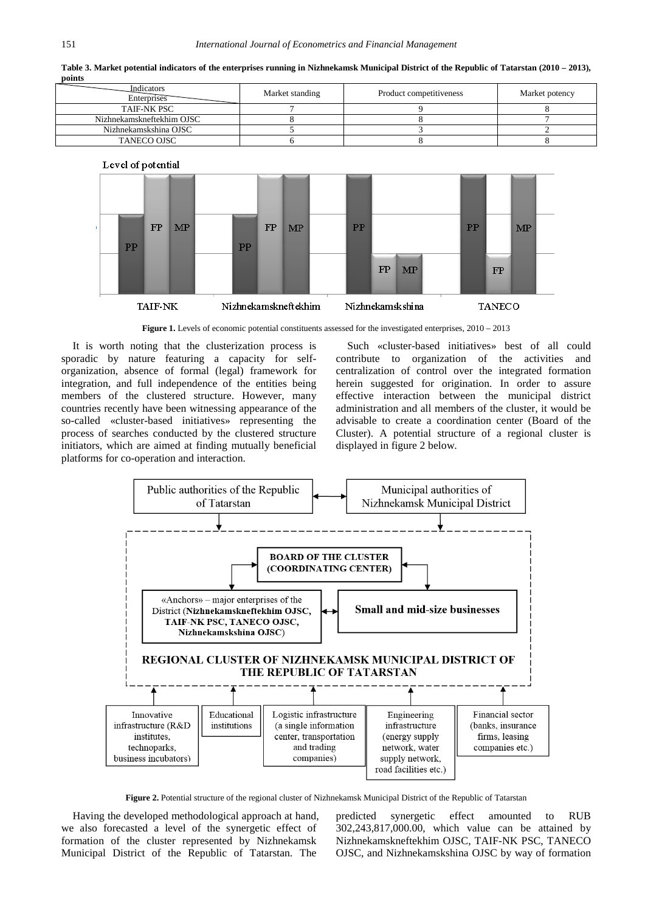**Table 3. Market potential indicators of the enterprises running in Nizhnekamsk Municipal District of the Republic of Tatarstan (2010 – 2013), points**

| Indicators / Enterprises | Market standing | Product competitiveness | Market potency |
|---|---|---|---|
| TAIF-NK PSC | 7 | 9 | 8 |
| Nizhnekamskneftekhim OJSC | 8 | 8 | 7 |
| Nizhnekamskshina OJSC | 5 | 3 | 2 |
| TANECO OJSC | 6 | 8 | 8 |

**Figure 1.** Levels of economic potential constituents assessed for the investigated enterprises, 2010 – 2013

It is worth noting that the clusterization process is sporadic by nature featuring a capacity for self-organization, absence of formal (legal) framework for integration, and full independence of the entities being members of the clustered structure. However, many countries recently have been witnessing appearance of the so-called «cluster-based initiatives» representing the process of searches conducted by the clustered structure initiators, which are aimed at finding mutually beneficial platforms for co-operation and interaction.

Such «cluster-based initiatives» best of all could contribute to organization of the activities and centralization of control over the integrated formation herein suggested for origination. In order to assure effective interaction between the municipal district administration and all members of the cluster, it would be advisable to create a coordination center (Board of the Cluster). A potential structure of a regional cluster is displayed in figure 2 below.

**Figure 2.** Potential structure of the regional cluster of Nizhnekamsk Municipal District of the Republic of Tatarstan

Having the developed methodological approach at hand, we also forecasted a level of the synergetic effect of formation of the cluster represented by Nizhnekamsk Municipal District of the Republic of Tatarstan. The predicted synergetic effect amounted to RUB 302,243,817,000.00, which value can be attained by Nizhnekamskneftekhim OJSC, TAIF-NK PSC, TANECO OJSC, and Nizhnekamskshina OJSC by way of formation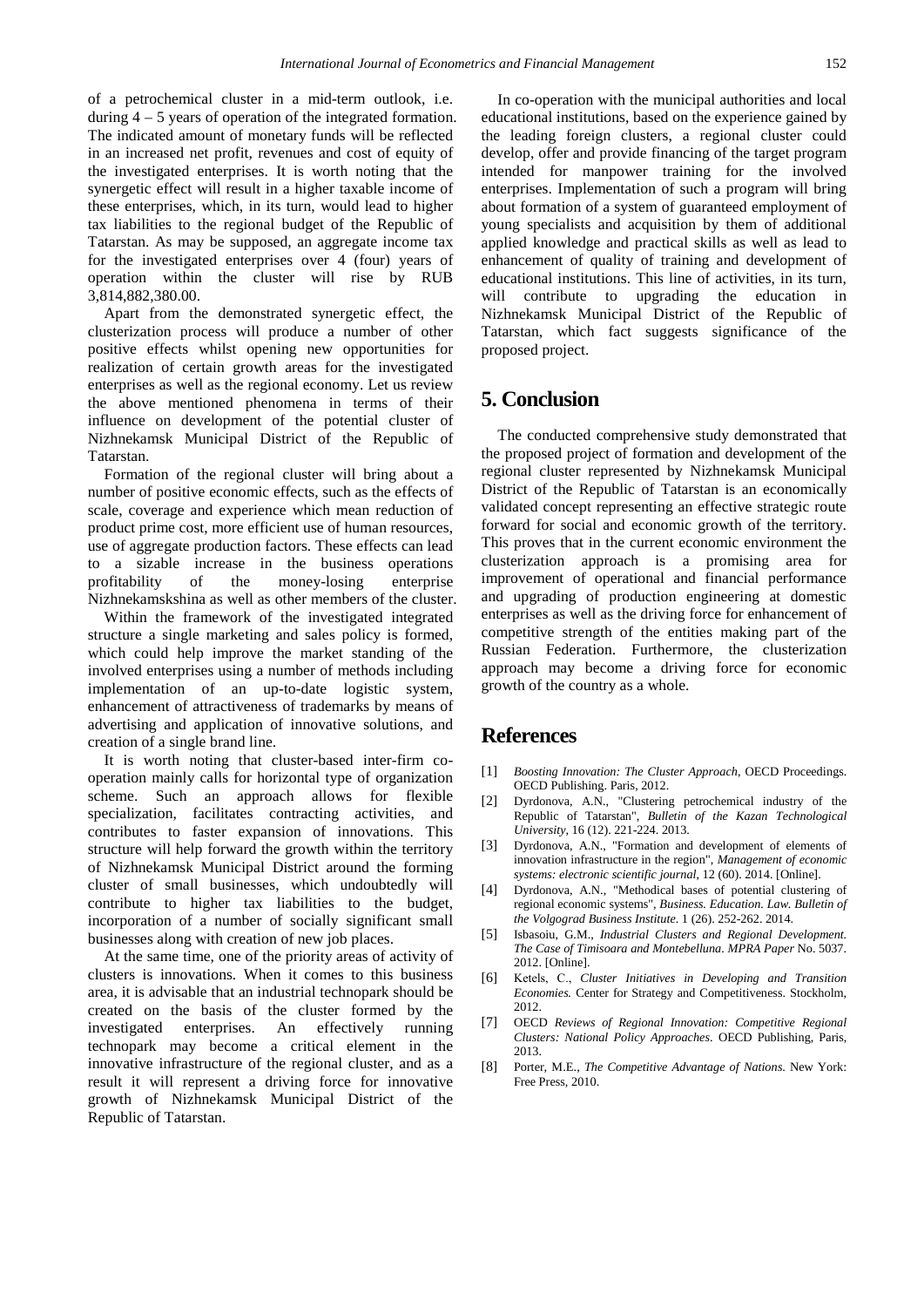of a petrochemical cluster in a mid-term outlook, i.e. during 4 – 5 years of operation of the integrated formation. The indicated amount of monetary funds will be reflected in an increased net profit, revenues and cost of equity of the investigated enterprises. It is worth noting that the synergetic effect will result in a higher taxable income of these enterprises, which, in its turn, would lead to higher tax liabilities to the regional budget of the Republic of Tatarstan. As may be supposed, an aggregate income tax for the investigated enterprises over 4 (four) years of operation within the cluster will rise by RUB 3,814,882,380.00.

Apart from the demonstrated synergetic effect, the clusterization process will produce a number of other positive effects whilst opening new opportunities for realization of certain growth areas for the investigated enterprises as well as the regional economy. Let us review the above mentioned phenomena in terms of their influence on development of the potential cluster of Nizhnekamsk Municipal District of the Republic of Tatarstan.

Formation of the regional cluster will bring about a number of positive economic effects, such as the effects of scale, coverage and experience which mean reduction of product prime cost, more efficient use of human resources, use of aggregate production factors. These effects can lead to a sizable increase in the business operations profitability of the money-losing enterprise Nizhnekamskshina as well as other members of the cluster.

Within the framework of the investigated integrated structure a single marketing and sales policy is formed, which could help improve the market standing of the involved enterprises using a number of methods including implementation of an up-to-date logistic system, enhancement of attractiveness of trademarks by means of advertising and application of innovative solutions, and creation of a single brand line.

It is worth noting that cluster-based inter-firm co-operation mainly calls for horizontal type of organization scheme. Such an approach allows for flexible specialization, facilitates contracting activities, and contributes to faster expansion of innovations. This structure will help forward the growth within the territory of Nizhnekamsk Municipal District around the forming cluster of small businesses, which undoubtedly will contribute to higher tax liabilities to the budget, incorporation of a number of socially significant small businesses along with creation of new job places.

At the same time, one of the priority areas of activity of clusters is innovations. When it comes to this business area, it is advisable that an industrial technopark should be created on the basis of the cluster formed by the investigated enterprises. An effectively running technopark may become a critical element in the innovative infrastructure of the regional cluster, and as a result it will represent a driving force for innovative growth of Nizhnekamsk Municipal District of the Republic of Tatarstan.

In co-operation with the municipal authorities and local educational institutions, based on the experience gained by the leading foreign clusters, a regional cluster could develop, offer and provide financing of the target program intended for manpower training for the involved enterprises. Implementation of such a program will bring about formation of a system of guaranteed employment of young specialists and acquisition by them of additional applied knowledge and practical skills as well as lead to enhancement of quality of training and development of educational institutions. This line of activities, in its turn, will contribute to upgrading the education in Nizhnekamsk Municipal District of the Republic of Tatarstan, which fact suggests significance of the proposed project.

## 5. Conclusion

The conducted comprehensive study demonstrated that the proposed project of formation and development of the regional cluster represented by Nizhnekamsk Municipal District of the Republic of Tatarstan is an economically validated concept representing an effective strategic route forward for social and economic growth of the territory. This proves that in the current economic environment the clusterization approach is a promising area for improvement of operational and financial performance and upgrading of production engineering at domestic enterprises as well as the driving force for enhancement of competitive strength of the entities making part of the Russian Federation. Furthermore, the clusterization approach may become a driving force for economic growth of the country as a whole.

## References

[1] *Boosting Innovation: The Cluster Approach*, OECD Proceedings. OECD Publishing. Paris, 2012.

[2] Dyrdonova, A.N., "Clustering petrochemical industry of the Republic of Tatarstan", *Bulletin of the Kazan Technological University*, 16 (12). 221-224. 2013.

[3] Dyrdonova, A.N., "Formation and development of elements of innovation infrastructure in the region", *Management of economic systems: electronic scientific journal*, 12 (60). 2014. [Online].

[4] Dyrdonova, A.N., "Methodical bases of potential clustering of regional economic systems", *Business. Education. Law. Bulletin of the Volgograd Business Institute*. 1 (26). 252-262. 2014.

[5] Isbasoiu, G.M., *Industrial Clusters and Regional Development. The Case of Timisoara and Montebelluna*. *MPRA Paper* No. 5037. 2012. [Online].

[6] Ketels, C., *Cluster Initiatives in Developing and Transition Economies.* Center for Strategy and Competitiveness. Stockholm, 2012.

[7] OECD *Reviews of Regional Innovation: Competitive Regional Clusters: National Policy Approaches*. OECD Publishing, Paris, 2013.

[8] Porter, M.E., *The Competitive Advantage of Nations.* New York: Free Press, 2010.